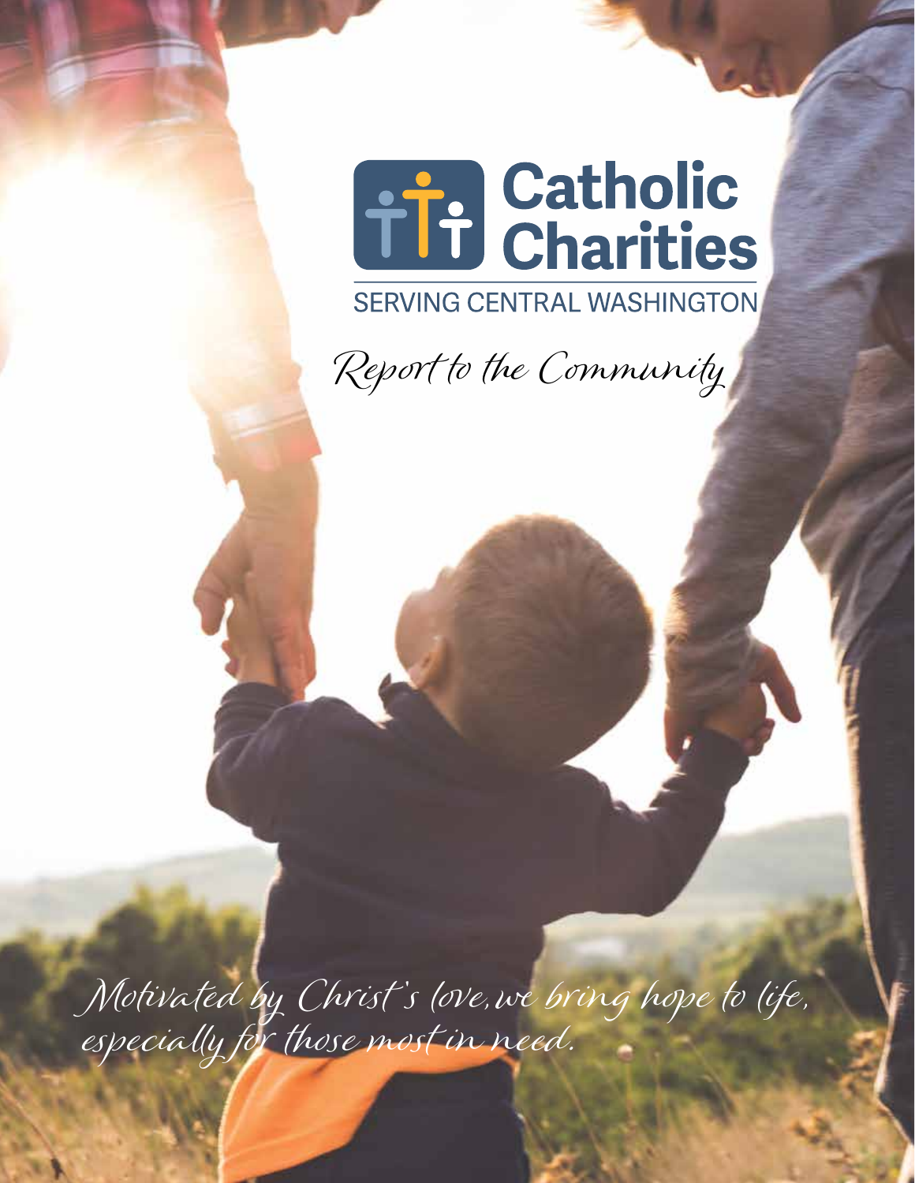# Catholic Charities

SERVING CENTRAL WASHINGTON

## *Report to the Community*

*Motivated by Christ's love, we bring hope to life, especially for those most in need.*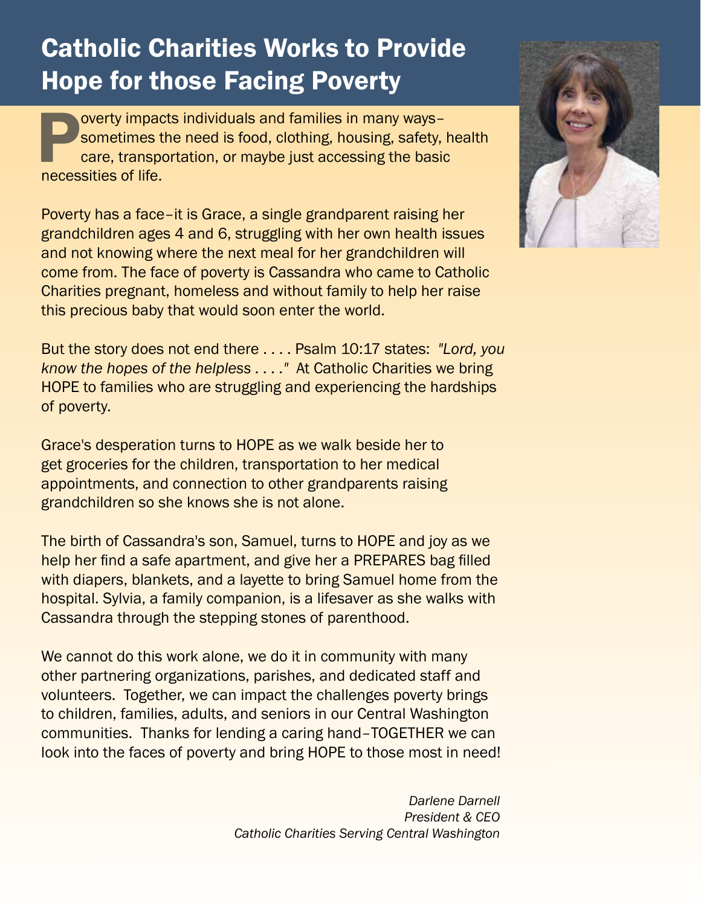# Catholic Charities Works to Provide Hope for those Facing Poverty

Poverty impacts individuals and families in many ways–sometimes the need is food, clothing, housing, safety, health care, transportation, or maybe just accessing the basic necessities of life.

Poverty has a face–it is Grace, a single grandparent raising her grandchildren ages 4 and 6, struggling with her own health issues and not knowing where the next meal for her grandchildren will come from. The face of poverty is Cassandra who came to Catholic Charities pregnant, homeless and without family to help her raise this precious baby that would soon enter the world.

But the story does not end there . . . . Psalm 10:17 states: *"Lord, you know the hopes of the helpless . . . ."* At Catholic Charities we bring HOPE to families who are struggling and experiencing the hardships of poverty.

Grace's desperation turns to HOPE as we walk beside her to get groceries for the children, transportation to her medical appointments, and connection to other grandparents raising grandchildren so she knows she is not alone.

The birth of Cassandra's son, Samuel, turns to HOPE and joy as we help her find a safe apartment, and give her a PREPARES bag filled with diapers, blankets, and a layette to bring Samuel home from the hospital. Sylvia, a family companion, is a lifesaver as she walks with Cassandra through the stepping stones of parenthood.

We cannot do this work alone, we do it in community with many other partnering organizations, parishes, and dedicated staff and volunteers. Together, we can impact the challenges poverty brings to children, families, adults, and seniors in our Central Washington communities. Thanks for lending a caring hand–TOGETHER we can look into the faces of poverty and bring HOPE to those most in need!

*Darlene Darnell*
*President & CEO*
*Catholic Charities Serving Central Washington*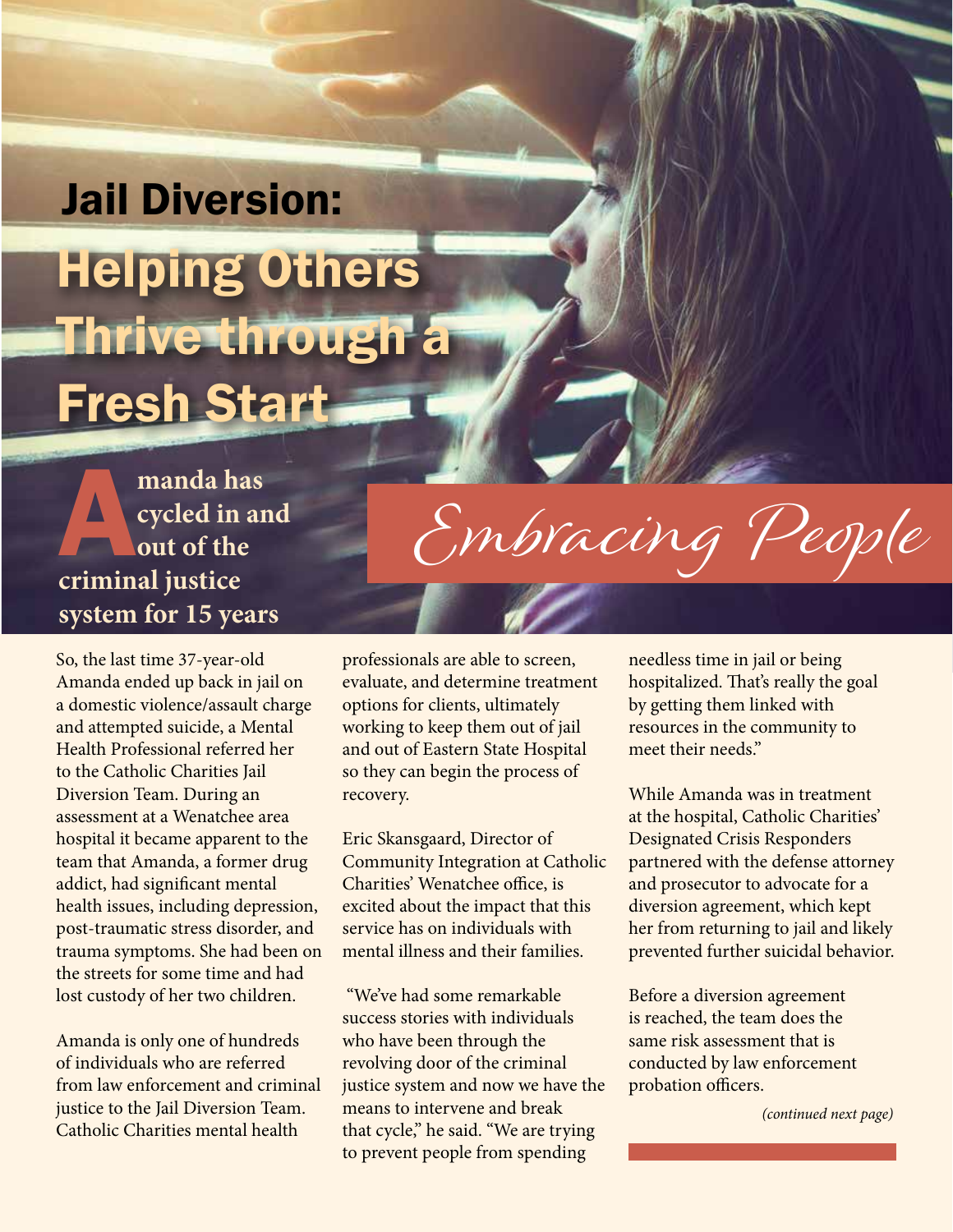# Jail Diversion: Helping Others Thrive through a Fresh Start

Embracing People

**Amanda has cycled in and out of the criminal justice system for 15 years**

So, the last time 37-year-old Amanda ended up back in jail on a domestic violence/assault charge and attempted suicide, a Mental Health Professional referred her to the Catholic Charities Jail Diversion Team. During an assessment at a Wenatchee area hospital it became apparent to the team that Amanda, a former drug addict, had significant mental health issues, including depression, post-traumatic stress disorder, and trauma symptoms. She had been on the streets for some time and had lost custody of her two children.

Amanda is only one of hundreds of individuals who are referred from law enforcement and criminal justice to the Jail Diversion Team. Catholic Charities mental health professionals are able to screen, evaluate, and determine treatment options for clients, ultimately working to keep them out of jail and out of Eastern State Hospital so they can begin the process of recovery.

Eric Skansgaard, Director of Community Integration at Catholic Charities' Wenatchee office, is excited about the impact that this service has on individuals with mental illness and their families.

"We've had some remarkable success stories with individuals who have been through the revolving door of the criminal justice system and now we have the means to intervene and break that cycle," he said. "We are trying to prevent people from spending needless time in jail or being hospitalized. That's really the goal by getting them linked with resources in the community to meet their needs."

While Amanda was in treatment at the hospital, Catholic Charities' Designated Crisis Responders partnered with the defense attorney and prosecutor to advocate for a diversion agreement, which kept her from returning to jail and likely prevented further suicidal behavior.

Before a diversion agreement is reached, the team does the same risk assessment that is conducted by law enforcement probation officers.

*(continued next page)*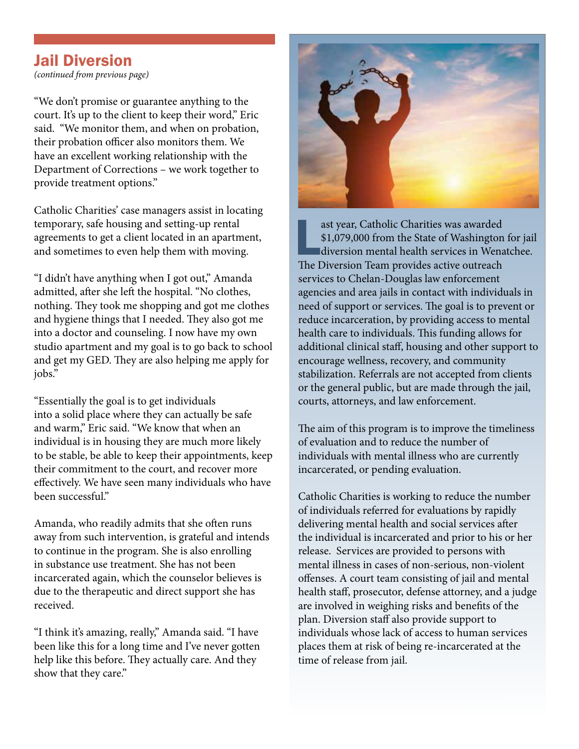## Jail Diversion

*(continued from previous page)*

"We don't promise or guarantee anything to the court. It's up to the client to keep their word," Eric said. "We monitor them, and when on probation, their probation officer also monitors them. We have an excellent working relationship with the Department of Corrections – we work together to provide treatment options."

Catholic Charities' case managers assist in locating temporary, safe housing and setting-up rental agreements to get a client located in an apartment, and sometimes to even help them with moving.

"I didn't have anything when I got out," Amanda admitted, after she left the hospital. "No clothes, nothing. They took me shopping and got me clothes and hygiene things that I needed. They also got me into a doctor and counseling. I now have my own studio apartment and my goal is to go back to school and get my GED. They are also helping me apply for jobs."

"Essentially the goal is to get individuals into a solid place where they can actually be safe and warm," Eric said. "We know that when an individual is in housing they are much more likely to be stable, be able to keep their appointments, keep their commitment to the court, and recover more effectively. We have seen many individuals who have been successful."

Amanda, who readily admits that she often runs away from such intervention, is grateful and intends to continue in the program. She is also enrolling in substance use treatment. She has not been incarcerated again, which the counselor believes is due to the therapeutic and direct support she has received.

"I think it's amazing, really," Amanda said. "I have been like this for a long time and I've never gotten help like this before. They actually care. And they show that they care."

Last year, Catholic Charities was awarded $1,079,000 from the State of Washington for jail diversion mental health services in Wenatchee. The Diversion Team provides active outreach services to Chelan-Douglas law enforcement agencies and area jails in contact with individuals in need of support or services. The goal is to prevent or reduce incarceration, by providing access to mental health care to individuals. This funding allows for additional clinical staff, housing and other support to encourage wellness, recovery, and community stabilization. Referrals are not accepted from clients or the general public, but are made through the jail, courts, attorneys, and law enforcement.

The aim of this program is to improve the timeliness of evaluation and to reduce the number of individuals with mental illness who are currently incarcerated, or pending evaluation.

Catholic Charities is working to reduce the number of individuals referred for evaluations by rapidly delivering mental health and social services after the individual is incarcerated and prior to his or her release. Services are provided to persons with mental illness in cases of non-serious, non-violent offenses. A court team consisting of jail and mental health staff, prosecutor, defense attorney, and a judge are involved in weighing risks and benefits of the plan. Diversion staff also provide support to individuals whose lack of access to human services places them at risk of being re-incarcerated at the time of release from jail.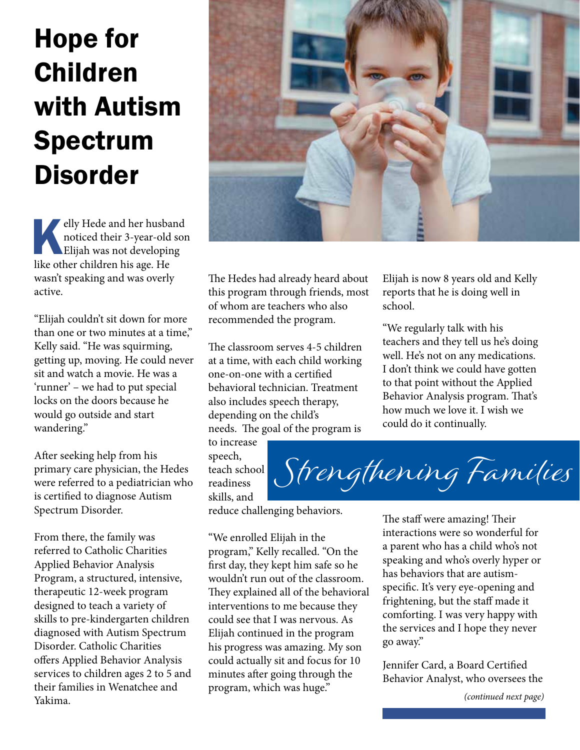# Hope for Children with Autism Spectrum Disorder

Kelly Hede and her husband noticed their 3-year-old son Elijah was not developing like other children his age. He wasn't speaking and was overly active.

"Elijah couldn't sit down for more than one or two minutes at a time," Kelly said. "He was squirming, getting up, moving. He could never sit and watch a movie. He was a 'runner' – we had to put special locks on the doors because he would go outside and start wandering."

After seeking help from his primary care physician, the Hedes were referred to a pediatrician who is certified to diagnose Autism Spectrum Disorder.

From there, the family was referred to Catholic Charities Applied Behavior Analysis Program, a structured, intensive, therapeutic 12-week program designed to teach a variety of skills to pre-kindergarten children diagnosed with Autism Spectrum Disorder. Catholic Charities offers Applied Behavior Analysis services to children ages 2 to 5 and their families in Wenatchee and Yakima.

The Hedes had already heard about this program through friends, most of whom are teachers who also recommended the program.

The classroom serves 4-5 children at a time, with each child working one-on-one with a certified behavioral technician. Treatment also includes speech therapy, depending on the child's needs. The goal of the program is to increase speech, teach school readiness skills, and reduce challenging behaviors.

"We enrolled Elijah in the program," Kelly recalled. "On the first day, they kept him safe so he wouldn't run out of the classroom. They explained all of the behavioral interventions to me because they could see that I was nervous. As Elijah continued in the program his progress was amazing. My son could actually sit and focus for 10 minutes after going through the program, which was huge."

Elijah is now 8 years old and Kelly reports that he is doing well in school.

"We regularly talk with his teachers and they tell us he's doing well. He's not on any medications. I don't think we could have gotten to that point without the Applied Behavior Analysis program. That's how much we love it. I wish we could do it continually.

*Strengthening Families*

The staff were amazing! Their interactions were so wonderful for a parent who has a child who's not speaking and who's overly hyper or has behaviors that are autism-specific. It's very eye-opening and frightening, but the staff made it comforting. I was very happy with the services and I hope they never go away."

Jennifer Card, a Board Certified Behavior Analyst, who oversees the

*(continued next page)*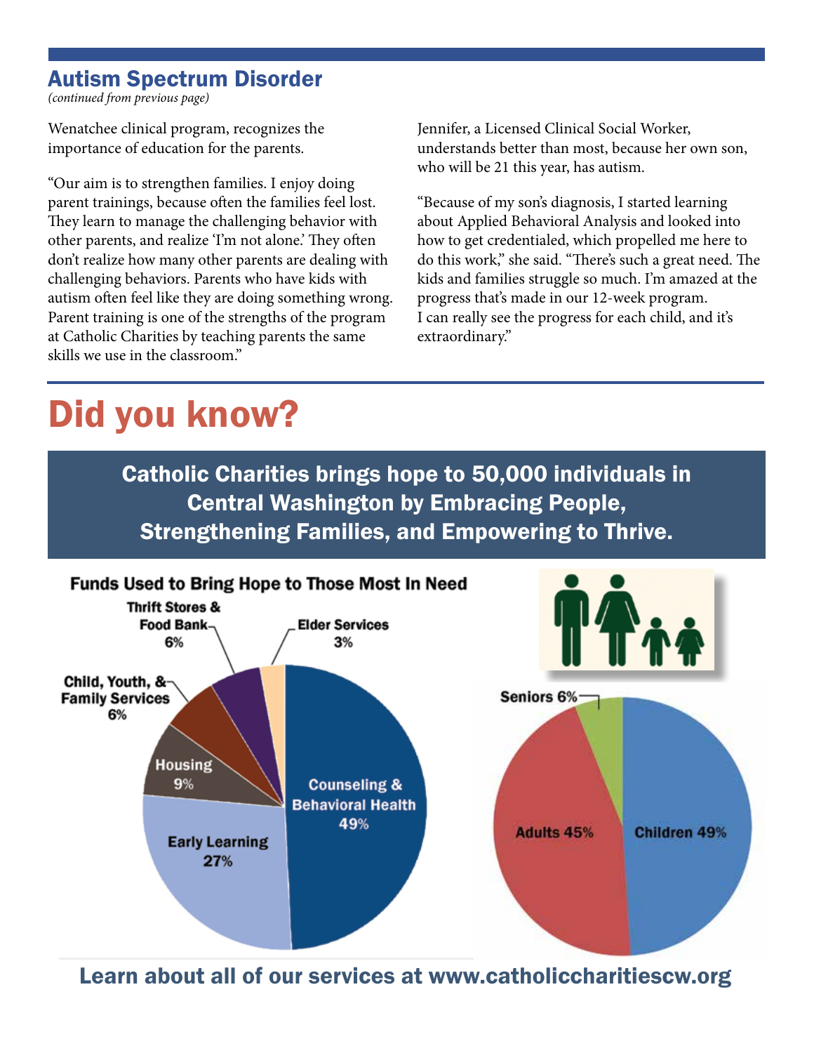## Autism Spectrum Disorder

*(continued from previous page)*

Wenatchee clinical program, recognizes the importance of education for the parents.

"Our aim is to strengthen families. I enjoy doing parent trainings, because often the families feel lost. They learn to manage the challenging behavior with other parents, and realize 'I'm not alone.' They often don't realize how many other parents are dealing with challenging behaviors. Parents who have kids with autism often feel like they are doing something wrong. Parent training is one of the strengths of the program at Catholic Charities by teaching parents the same skills we use in the classroom."

Jennifer, a Licensed Clinical Social Worker, understands better than most, because her own son, who will be 21 this year, has autism.

"Because of my son's diagnosis, I started learning about Applied Behavioral Analysis and looked into how to get credentialed, which propelled me here to do this work," she said. "There's such a great need. The kids and families struggle so much. I'm amazed at the progress that's made in our 12-week program. I can really see the progress for each child, and it's extraordinary."

# Did you know?

**Catholic Charities brings hope to 50,000 individuals in Central Washington by Embracing People, Strengthening Families, and Empowering to Thrive.**

**Funds Used to Bring Hope to Those Most In Need**

| Category | Percent |
| --- | --- |
| Counseling & Behavioral Health | 49% |
| Early Learning | 27% |
| Housing | 9% |
| Child, Youth, & Family Services | 6% |
| Thrift Stores & Food Bank | 6% |
| Elder Services | 3% |

| Group | Percent |
| --- | --- |
| Children | 49% |
| Adults | 45% |
| Seniors | 6% |

**Learn about all of our services at www.catholiccharitiescw.org**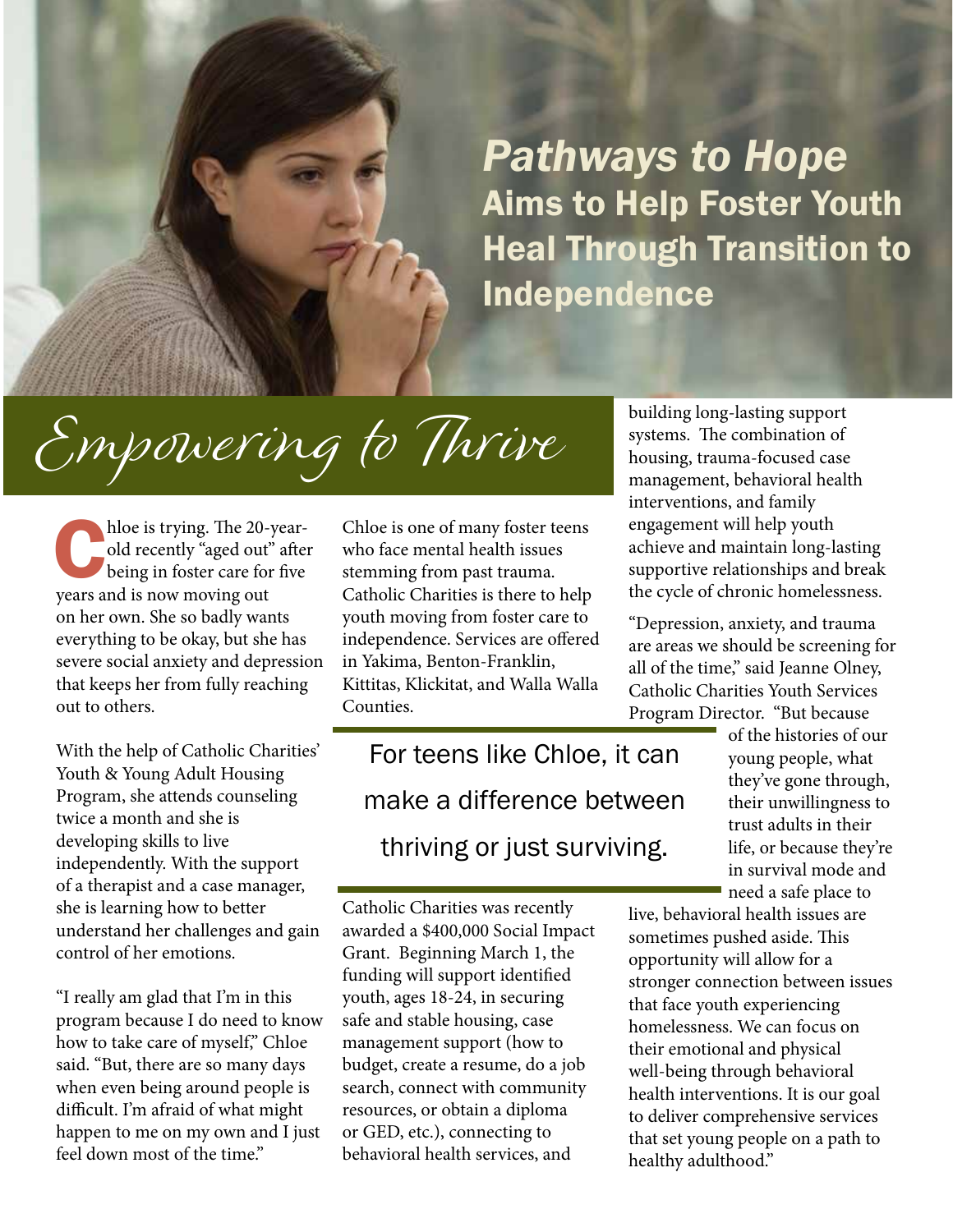# *Pathways to Hope* Aims to Help Foster Youth Heal Through Transition to Independence

## Empowering to Thrive

Chloe is trying. The 20-year-old recently "aged out" after being in foster care for five years and is now moving out on her own. She so badly wants everything to be okay, but she has severe social anxiety and depression that keeps her from fully reaching out to others.

With the help of Catholic Charities' Youth & Young Adult Housing Program, she attends counseling twice a month and she is developing skills to live independently. With the support of a therapist and a case manager, she is learning how to better understand her challenges and gain control of her emotions.

"I really am glad that I'm in this program because I do need to know how to take care of myself," Chloe said. "But, there are so many days when even being around people is difficult. I'm afraid of what might happen to me on my own and I just feel down most of the time."

Chloe is one of many foster teens who face mental health issues stemming from past trauma. Catholic Charities is there to help youth moving from foster care to independence. Services are offered in Yakima, Benton-Franklin, Kittitas, Klickitat, and Walla Walla Counties.

> For teens like Chloe, it can make a difference between thriving or just surviving.

Catholic Charities was recently awarded a $400,000 Social Impact Grant. Beginning March 1, the funding will support identified youth, ages 18-24, in securing safe and stable housing, case management support (how to budget, create a resume, do a job search, connect with community resources, or obtain a diploma or GED, etc.), connecting to behavioral health services, and building long-lasting support systems. The combination of housing, trauma-focused case management, behavioral health interventions, and family engagement will help youth achieve and maintain long-lasting supportive relationships and break the cycle of chronic homelessness.

"Depression, anxiety, and trauma are areas we should be screening for all of the time," said Jeanne Olney, Catholic Charities Youth Services Program Director. "But because of the histories of our young people, what they've gone through, their unwillingness to trust adults in their life, or because they're in survival mode and need a safe place to live, behavioral health issues are sometimes pushed aside. This opportunity will allow for a stronger connection between issues that face youth experiencing homelessness. We can focus on their emotional and physical well-being through behavioral health interventions. It is our goal to deliver comprehensive services that set young people on a path to healthy adulthood."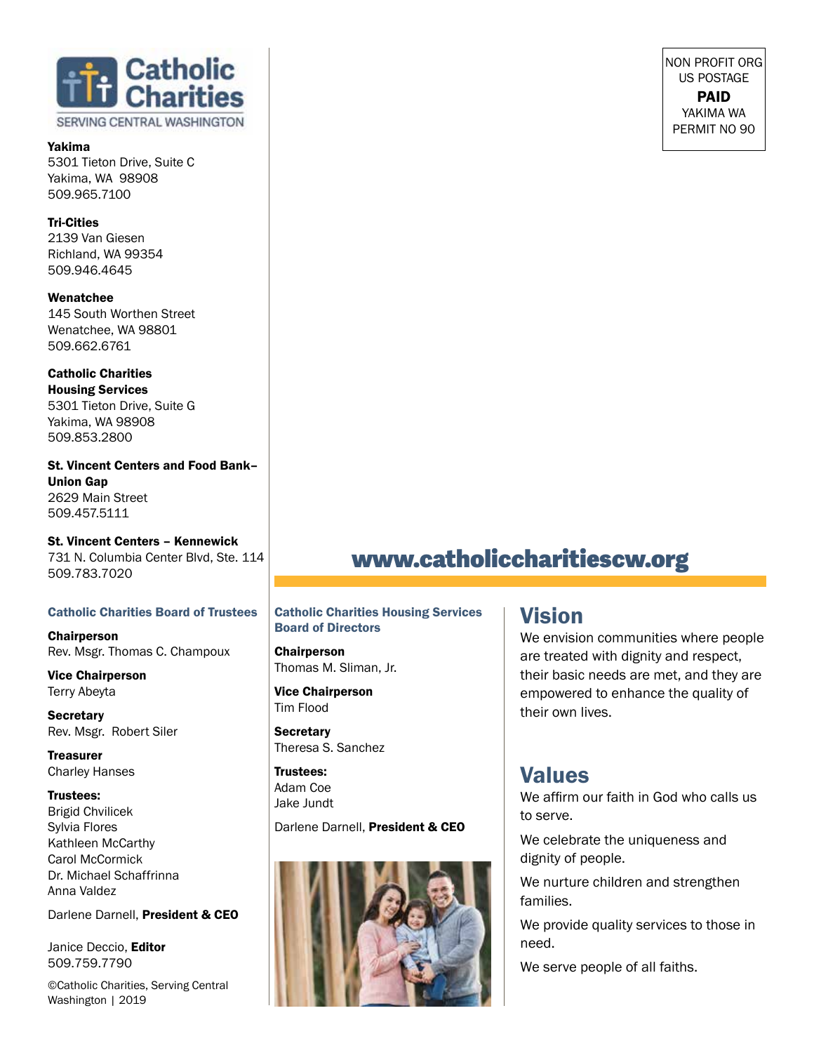Catholic Charities
SERVING CENTRAL WASHINGTON

**Yakima**
5301 Tieton Drive, Suite C
Yakima, WA 98908
509.965.7100

**Tri-Cities**
2139 Van Giesen
Richland, WA 99354
509.946.4645

**Wenatchee**
145 South Worthen Street
Wenatchee, WA 98801
509.662.6761

**Catholic Charities Housing Services**
5301 Tieton Drive, Suite G
Yakima, WA 98908
509.853.2800

**St. Vincent Centers and Food Bank– Union Gap**
2629 Main Street
509.457.5111

**St. Vincent Centers – Kennewick**
731 N. Columbia Center Blvd, Ste. 114
509.783.7020

### Catholic Charities Board of Trustees

**Chairperson**
Rev. Msgr. Thomas C. Champoux

**Vice Chairperson**
Terry Abeyta

**Secretary**
Rev. Msgr. Robert Siler

**Treasurer**
Charley Hanses

**Trustees:**
Brigid Chvilicek
Sylvia Flores
Kathleen McCarthy
Carol McCormick
Dr. Michael Schaffrinna
Anna Valdez

Darlene Darnell, **President & CEO**

Janice Deccio, **Editor**
509.759.7790

©Catholic Charities, Serving Central Washington | 2019

NON PROFIT ORG
US POSTAGE
**PAID**
YAKIMA WA
PERMIT NO 90

## www.catholiccharitiescw.org

### Catholic Charities Housing Services Board of Directors

**Chairperson**
Thomas M. Sliman, Jr.

**Vice Chairperson**
Tim Flood

**Secretary**
Theresa S. Sanchez

**Trustees:**
Adam Coe
Jake Jundt

Darlene Darnell, **President & CEO**

## Vision

We envision communities where people are treated with dignity and respect, their basic needs are met, and they are empowered to enhance the quality of their own lives.

## Values

We affirm our faith in God who calls us to serve.

We celebrate the uniqueness and dignity of people.

We nurture children and strengthen families.

We provide quality services to those in need.

We serve people of all faiths.